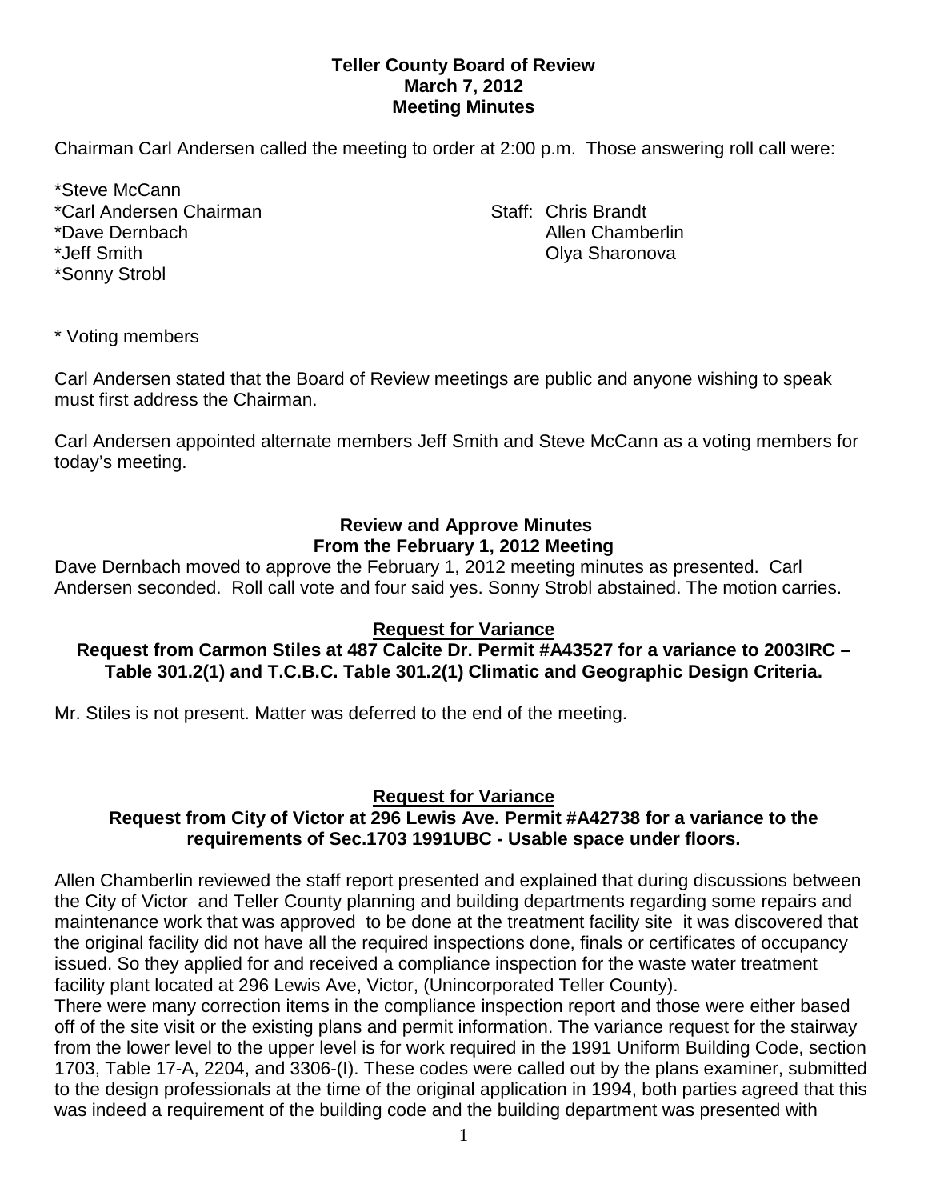**Teller County Board of Review**
**March 7, 2012**
**Meeting Minutes**

Chairman Carl Andersen called the meeting to order at 2:00 p.m. Those answering roll call were:

*Steve McCann
*Carl Andersen Chairman
*Dave Dernbach
*Jeff Smith
*Sonny Strobl

Staff: Chris Brandt
Allen Chamberlin
Olya Sharonova

* Voting members

Carl Andersen stated that the Board of Review meetings are public and anyone wishing to speak must first address the Chairman.

Carl Andersen appointed alternate members Jeff Smith and Steve McCann as a voting members for today's meeting.

## Review and Approve Minutes From the February 1, 2012 Meeting

Dave Dernbach moved to approve the February 1, 2012 meeting minutes as presented. Carl Andersen seconded. Roll call vote and four said yes. Sonny Strobl abstained. The motion carries.

## Request for Variance

**Request from Carmon Stiles at 487 Calcite Dr. Permit #A43527 for a variance to 2003IRC – Table 301.2(1) and T.C.B.C. Table 301.2(1) Climatic and Geographic Design Criteria.**

Mr. Stiles is not present. Matter was deferred to the end of the meeting.

## Request for Variance

**Request from City of Victor at 296 Lewis Ave. Permit #A42738 for a variance to the requirements of Sec.1703 1991UBC - Usable space under floors.**

Allen Chamberlin reviewed the staff report presented and explained that during discussions between the City of Victor and Teller County planning and building departments regarding some repairs and maintenance work that was approved to be done at the treatment facility site it was discovered that the original facility did not have all the required inspections done, finals or certificates of occupancy issued. So they applied for and received a compliance inspection for the waste water treatment facility plant located at 296 Lewis Ave, Victor, (Unincorporated Teller County).
There were many correction items in the compliance inspection report and those were either based off of the site visit or the existing plans and permit information. The variance request for the stairway from the lower level to the upper level is for work required in the 1991 Uniform Building Code, section 1703, Table 17-A, 2204, and 3306-(I). These codes were called out by the plans examiner, submitted to the design professionals at the time of the original application in 1994, both parties agreed that this was indeed a requirement of the building code and the building department was presented with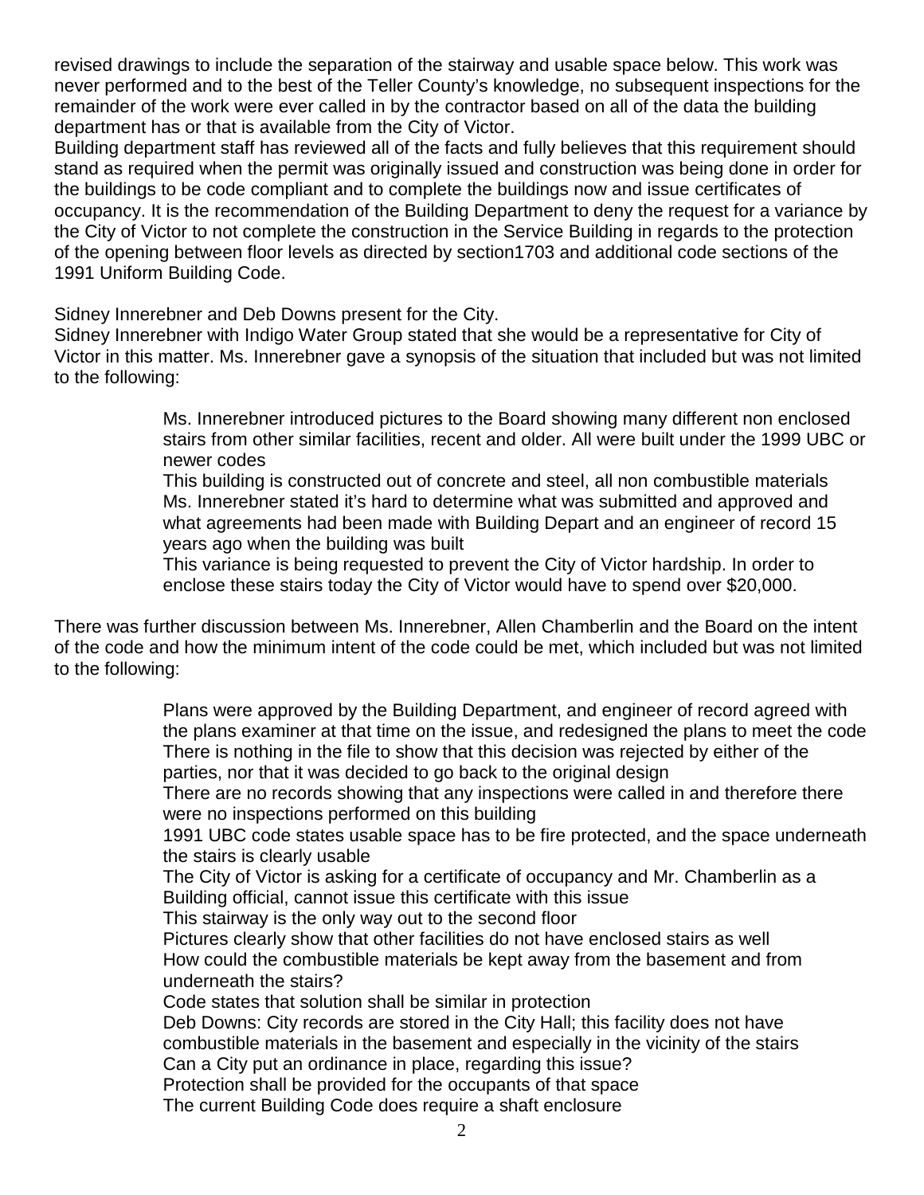revised drawings to include the separation of the stairway and usable space below. This work was never performed and to the best of the Teller County's knowledge, no subsequent inspections for the remainder of the work were ever called in by the contractor based on all of the data the building department has or that is available from the City of Victor.

Building department staff has reviewed all of the facts and fully believes that this requirement should stand as required when the permit was originally issued and construction was being done in order for the buildings to be code compliant and to complete the buildings now and issue certificates of occupancy. It is the recommendation of the Building Department to deny the request for a variance by the City of Victor to not complete the construction in the Service Building in regards to the protection of the opening between floor levels as directed by section1703 and additional code sections of the 1991 Uniform Building Code.

Sidney Innerebner and Deb Downs present for the City.

Sidney Innerebner with Indigo Water Group stated that she would be a representative for City of Victor in this matter. Ms. Innerebner gave a synopsis of the situation that included but was not limited to the following:

> Ms. Innerebner introduced pictures to the Board showing many different non enclosed stairs from other similar facilities, recent and older. All were built under the 1999 UBC or newer codes
> This building is constructed out of concrete and steel, all non combustible materials
> Ms. Innerebner stated it's hard to determine what was submitted and approved and what agreements had been made with Building Depart and an engineer of record 15 years ago when the building was built
> This variance is being requested to prevent the City of Victor hardship. In order to enclose these stairs today the City of Victor would have to spend over $20,000.

There was further discussion between Ms. Innerebner, Allen Chamberlin and the Board on the intent of the code and how the minimum intent of the code could be met, which included but was not limited to the following:

> Plans were approved by the Building Department, and engineer of record agreed with the plans examiner at that time on the issue, and redesigned the plans to meet the code
> There is nothing in the file to show that this decision was rejected by either of the parties, nor that it was decided to go back to the original design
> There are no records showing that any inspections were called in and therefore there were no inspections performed on this building
> 1991 UBC code states usable space has to be fire protected, and the space underneath the stairs is clearly usable
> The City of Victor is asking for a certificate of occupancy and Mr. Chamberlin as a Building official, cannot issue this certificate with this issue
> This stairway is the only way out to the second floor
> Pictures clearly show that other facilities do not have enclosed stairs as well
> How could the combustible materials be kept away from the basement and from underneath the stairs?
> Code states that solution shall be similar in protection
> Deb Downs: City records are stored in the City Hall; this facility does not have combustible materials in the basement and especially in the vicinity of the stairs
> Can a City put an ordinance in place, regarding this issue?
> Protection shall be provided for the occupants of that space
> The current Building Code does require a shaft enclosure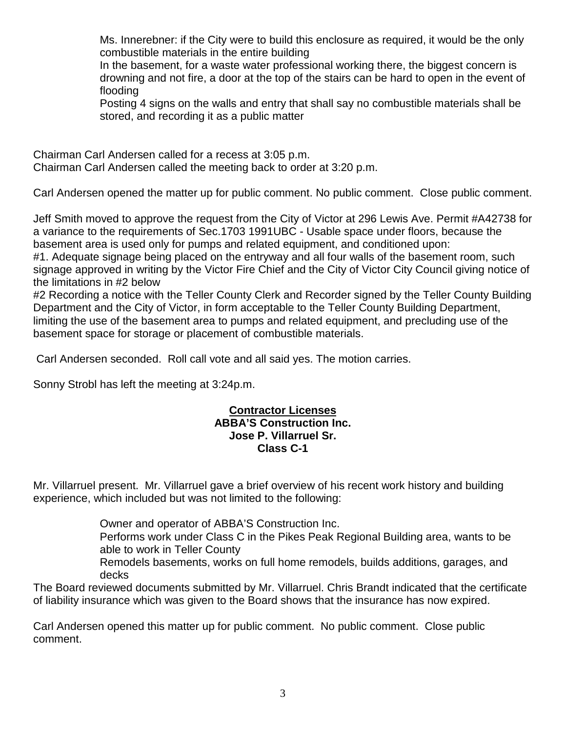Ms. Innerebner: if the City were to build this enclosure as required, it would be the only combustible materials in the entire building

In the basement, for a waste water professional working there, the biggest concern is drowning and not fire, a door at the top of the stairs can be hard to open in the event of flooding

Posting 4 signs on the walls and entry that shall say no combustible materials shall be stored, and recording it as a public matter

Chairman Carl Andersen called for a recess at 3:05 p.m.
Chairman Carl Andersen called the meeting back to order at 3:20 p.m.

Carl Andersen opened the matter up for public comment. No public comment. Close public comment.

Jeff Smith moved to approve the request from the City of Victor at 296 Lewis Ave. Permit #A42738 for a variance to the requirements of Sec.1703 1991UBC - Usable space under floors, because the basement area is used only for pumps and related equipment, and conditioned upon:
#1. Adequate signage being placed on the entryway and all four walls of the basement room, such signage approved in writing by the Victor Fire Chief and the City of Victor City Council giving notice of the limitations in #2 below
#2 Recording a notice with the Teller County Clerk and Recorder signed by the Teller County Building Department and the City of Victor, in form acceptable to the Teller County Building Department, limiting the use of the basement area to pumps and related equipment, and precluding use of the basement space for storage or placement of combustible materials.

Carl Andersen seconded. Roll call vote and all said yes. The motion carries.

Sonny Strobl has left the meeting at 3:24p.m.

**Contractor Licenses**
**ABBA'S Construction Inc.**
**Jose P. Villarruel Sr.**
**Class C-1**

Mr. Villarruel present. Mr. Villarruel gave a brief overview of his recent work history and building experience, which included but was not limited to the following:

Owner and operator of ABBA'S Construction Inc.

Performs work under Class C in the Pikes Peak Regional Building area, wants to be able to work in Teller County

Remodels basements, works on full home remodels, builds additions, garages, and decks

The Board reviewed documents submitted by Mr. Villarruel. Chris Brandt indicated that the certificate of liability insurance which was given to the Board shows that the insurance has now expired.

Carl Andersen opened this matter up for public comment. No public comment. Close public comment.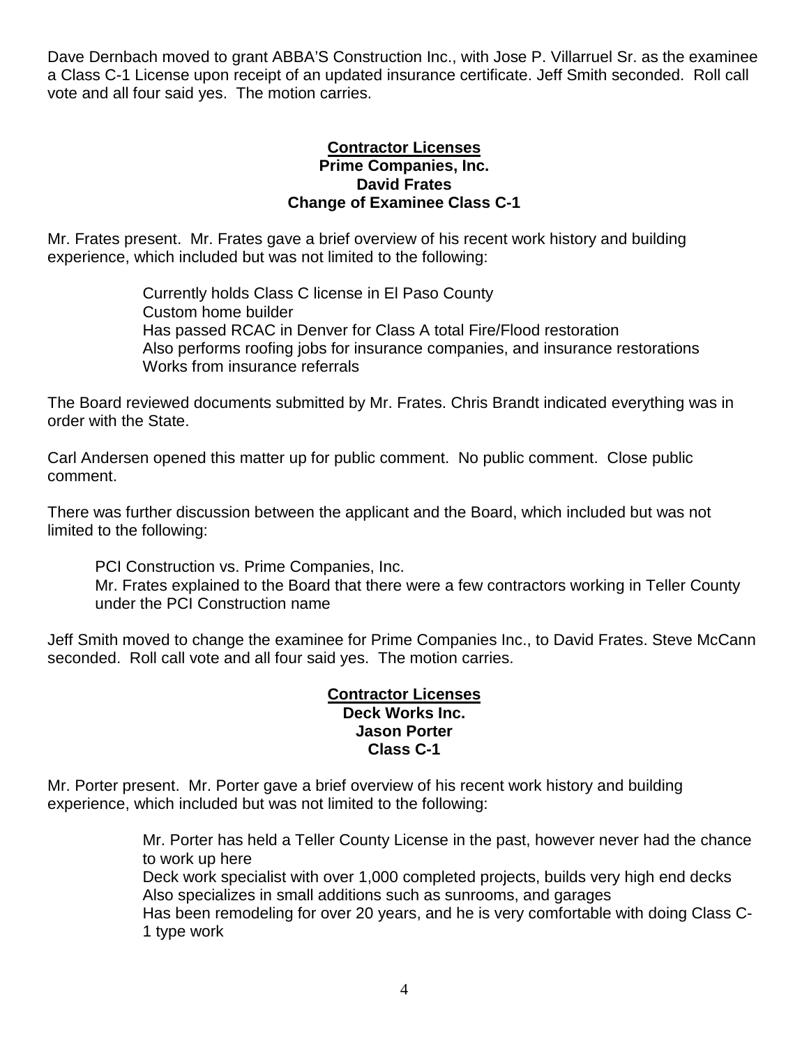Dave Dernbach moved to grant ABBA'S Construction Inc., with Jose P. Villarruel Sr. as the examinee a Class C-1 License upon receipt of an updated insurance certificate. Jeff Smith seconded. Roll call vote and all four said yes. The motion carries.

**Contractor Licenses**
**Prime Companies, Inc.**
**David Frates**
**Change of Examinee Class C-1**

Mr. Frates present. Mr. Frates gave a brief overview of his recent work history and building experience, which included but was not limited to the following:

Currently holds Class C license in El Paso County
Custom home builder
Has passed RCAC in Denver for Class A total Fire/Flood restoration
Also performs roofing jobs for insurance companies, and insurance restorations
Works from insurance referrals

The Board reviewed documents submitted by Mr. Frates. Chris Brandt indicated everything was in order with the State.

Carl Andersen opened this matter up for public comment. No public comment. Close public comment.

There was further discussion between the applicant and the Board, which included but was not limited to the following:

PCI Construction vs. Prime Companies, Inc.
Mr. Frates explained to the Board that there were a few contractors working in Teller County under the PCI Construction name

Jeff Smith moved to change the examinee for Prime Companies Inc., to David Frates. Steve McCann seconded. Roll call vote and all four said yes. The motion carries.

**Contractor Licenses**
**Deck Works Inc.**
**Jason Porter**
**Class C-1**

Mr. Porter present. Mr. Porter gave a brief overview of his recent work history and building experience, which included but was not limited to the following:

Mr. Porter has held a Teller County License in the past, however never had the chance to work up here
Deck work specialist with over 1,000 completed projects, builds very high end decks
Also specializes in small additions such as sunrooms, and garages
Has been remodeling for over 20 years, and he is very comfortable with doing Class C-1 type work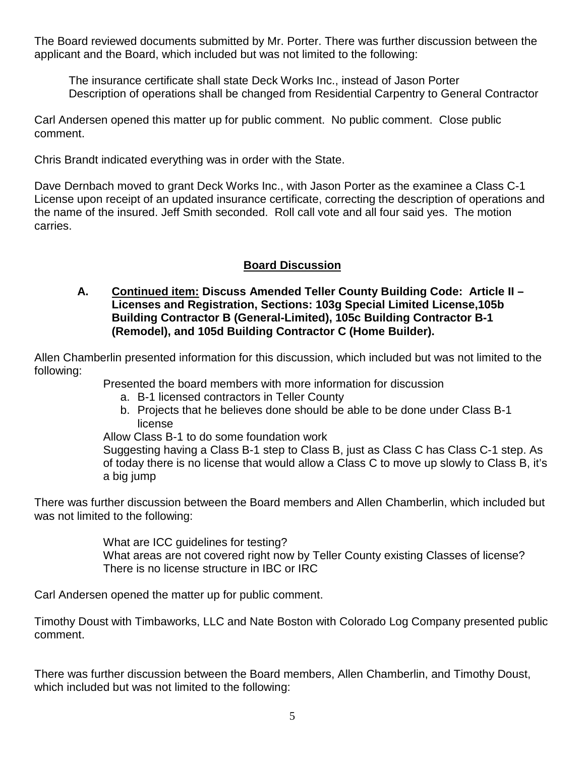The Board reviewed documents submitted by Mr. Porter. There was further discussion between the applicant and the Board, which included but was not limited to the following:

The insurance certificate shall state Deck Works Inc., instead of Jason Porter
Description of operations shall be changed from Residential Carpentry to General Contractor

Carl Andersen opened this matter up for public comment. No public comment. Close public comment.

Chris Brandt indicated everything was in order with the State.

Dave Dernbach moved to grant Deck Works Inc., with Jason Porter as the examinee a Class C-1 License upon receipt of an updated insurance certificate, correcting the description of operations and the name of the insured. Jeff Smith seconded. Roll call vote and all four said yes. The motion carries.

## Board Discussion

**A. Continued item: Discuss Amended Teller County Building Code: Article II – Licenses and Registration, Sections: 103g Special Limited License,105b Building Contractor B (General-Limited), 105c Building Contractor B-1 (Remodel), and 105d Building Contractor C (Home Builder).**

Allen Chamberlin presented information for this discussion, which included but was not limited to the following:

Presented the board members with more information for discussion

a. B-1 licensed contractors in Teller County
b. Projects that he believes done should be able to be done under Class B-1 license

Allow Class B-1 to do some foundation work

Suggesting having a Class B-1 step to Class B, just as Class C has Class C-1 step. As of today there is no license that would allow a Class C to move up slowly to Class B, it's a big jump

There was further discussion between the Board members and Allen Chamberlin, which included but was not limited to the following:

What are ICC guidelines for testing?
What areas are not covered right now by Teller County existing Classes of license?
There is no license structure in IBC or IRC

Carl Andersen opened the matter up for public comment.

Timothy Doust with Timbaworks, LLC and Nate Boston with Colorado Log Company presented public comment.

There was further discussion between the Board members, Allen Chamberlin, and Timothy Doust, which included but was not limited to the following: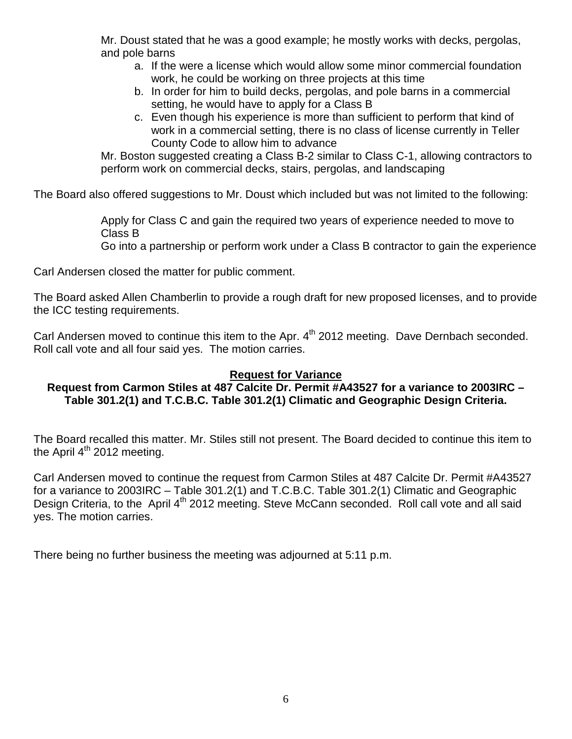Mr. Doust stated that he was a good example; he mostly works with decks, pergolas, and pole barns

a. If the were a license which would allow some minor commercial foundation work, he could be working on three projects at this time
b. In order for him to build decks, pergolas, and pole barns in a commercial setting, he would have to apply for a Class B
c. Even though his experience is more than sufficient to perform that kind of work in a commercial setting, there is no class of license currently in Teller County Code to allow him to advance

Mr. Boston suggested creating a Class B-2 similar to Class C-1, allowing contractors to perform work on commercial decks, stairs, pergolas, and landscaping

The Board also offered suggestions to Mr. Doust which included but was not limited to the following:

Apply for Class C and gain the required two years of experience needed to move to Class B
Go into a partnership or perform work under a Class B contractor to gain the experience

Carl Andersen closed the matter for public comment.

The Board asked Allen Chamberlin to provide a rough draft for new proposed licenses, and to provide the ICC testing requirements.

Carl Andersen moved to continue this item to the Apr. 4th 2012 meeting. Dave Dernbach seconded. Roll call vote and all four said yes. The motion carries.

**Request for Variance**

**Request from Carmon Stiles at 487 Calcite Dr. Permit #A43527 for a variance to 2003IRC – Table 301.2(1) and T.C.B.C. Table 301.2(1) Climatic and Geographic Design Criteria.**

The Board recalled this matter. Mr. Stiles still not present. The Board decided to continue this item to the April 4th 2012 meeting.

Carl Andersen moved to continue the request from Carmon Stiles at 487 Calcite Dr. Permit #A43527 for a variance to 2003IRC – Table 301.2(1) and T.C.B.C. Table 301.2(1) Climatic and Geographic Design Criteria, to the April 4th 2012 meeting. Steve McCann seconded. Roll call vote and all said yes. The motion carries.

There being no further business the meeting was adjourned at 5:11 p.m.